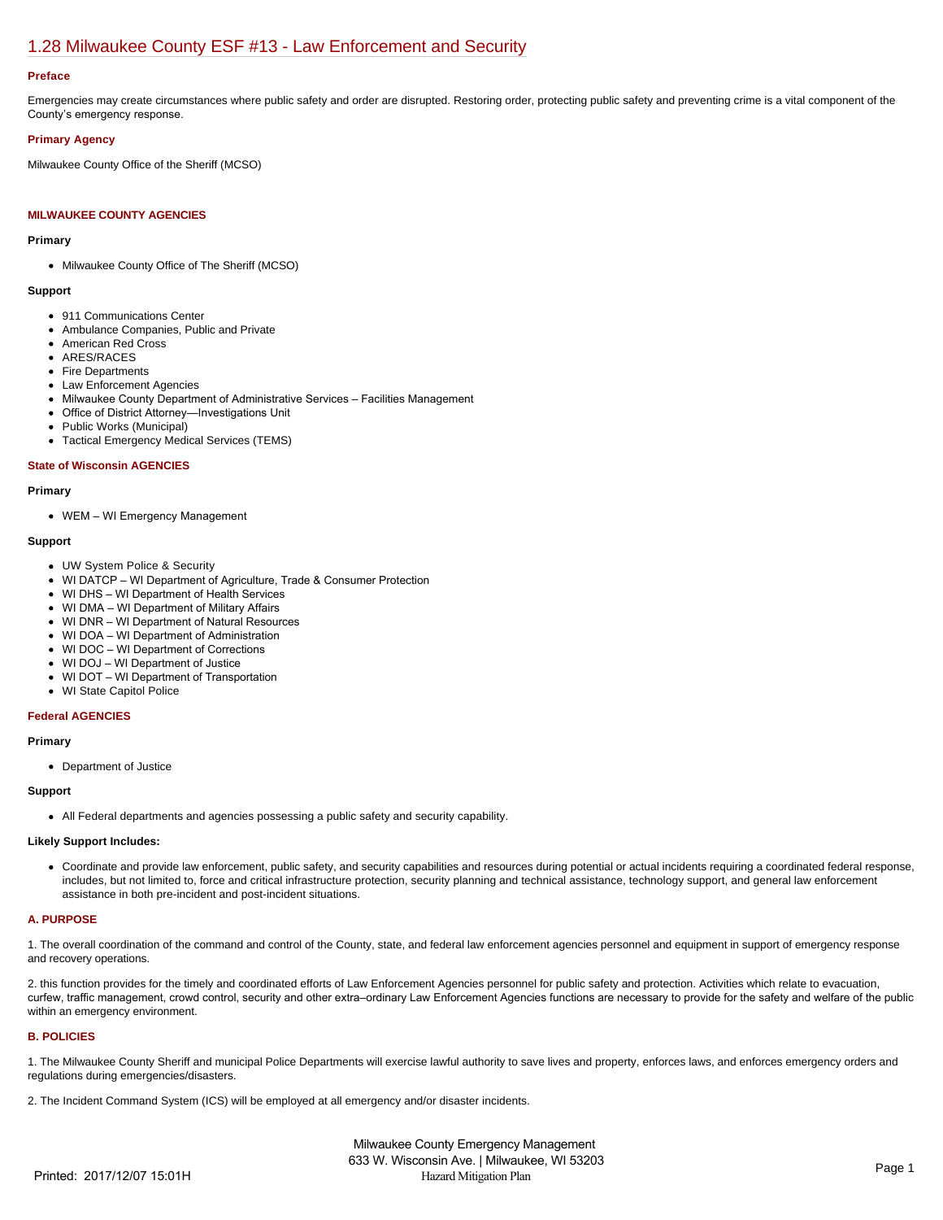# 1.28 Milwaukee County ESF #13 - Law Enforcement and Security

### Preface

Emergencies may create circumstances where public safety and order are disrupted. Restoring order, protecting public safety and preventing crime is a vital component of the County's emergency response.

### Primary Agency

Milwaukee County Office of the Sheriff (MCSO)

### MILWAUKEE COUNTY AGENCIES

**Primary**

- Milwaukee County Office of The Sheriff (MCSO)

**Support**

- 911 Communications Center
- Ambulance Companies, Public and Private
- American Red Cross
- ARES/RACES
- Fire Departments
- Law Enforcement Agencies
- Milwaukee County Department of Administrative Services – Facilities Management
- Office of District Attorney—Investigations Unit
- Public Works (Municipal)
- Tactical Emergency Medical Services (TEMS)

### State of Wisconsin AGENCIES

**Primary**

- WEM – WI Emergency Management

**Support**

- UW System Police & Security
- WI DATCP – WI Department of Agriculture, Trade & Consumer Protection
- WI DHS – WI Department of Health Services
- WI DMA – WI Department of Military Affairs
- WI DNR – WI Department of Natural Resources
- WI DOA – WI Department of Administration
- WI DOC – WI Department of Corrections
- WI DOJ – WI Department of Justice
- WI DOT – WI Department of Transportation
- WI State Capitol Police

### Federal AGENCIES

**Primary**

- Department of Justice

**Support**

- All Federal departments and agencies possessing a public safety and security capability.

**Likely Support Includes:**

- Coordinate and provide law enforcement, public safety, and security capabilities and resources during potential or actual incidents requiring a coordinated federal response, includes, but not limited to, force and critical infrastructure protection, security planning and technical assistance, technology support, and general law enforcement assistance in both pre-incident and post-incident situations.

### A. PURPOSE

1. The overall coordination of the command and control of the County, state, and federal law enforcement agencies personnel and equipment in support of emergency response and recovery operations.

2. this function provides for the timely and coordinated efforts of Law Enforcement Agencies personnel for public safety and protection. Activities which relate to evacuation, curfew, traffic management, crowd control, security and other extra–ordinary Law Enforcement Agencies functions are necessary to provide for the safety and welfare of the public within an emergency environment.

### B. POLICIES

1. The Milwaukee County Sheriff and municipal Police Departments will exercise lawful authority to save lives and property, enforces laws, and enforces emergency orders and regulations during emergencies/disasters.

2. The Incident Command System (ICS) will be employed at all emergency and/or disaster incidents.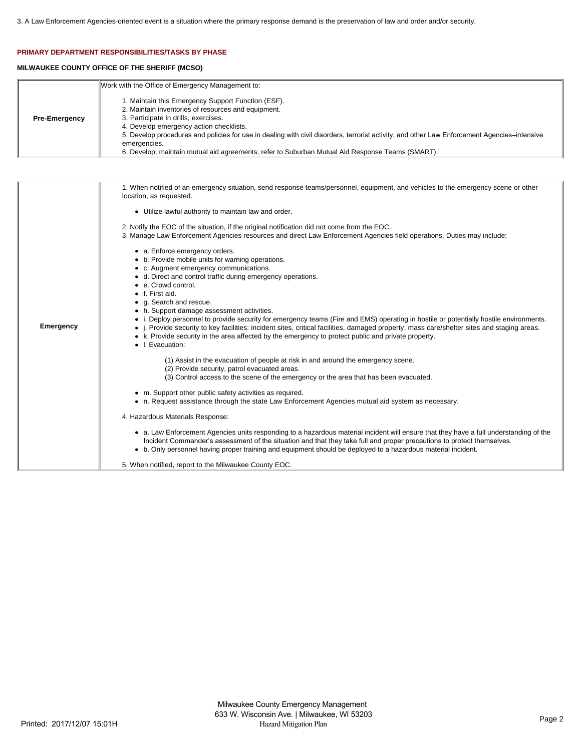3. A Law Enforcement Agencies-oriented event is a situation where the primary response demand is the preservation of law and order and/or security.

## PRIMARY DEPARTMENT RESPONSIBILITIES/TASKS BY PHASE

### MILWAUKEE COUNTY OFFICE OF THE SHERIFF (MCSO)

| | |
|---|---|
| **Pre-Emergency** | Work with the Office of Emergency Management to:<br><br>1. Maintain this Emergency Support Function (ESF).<br>2. Maintain inventories of resources and equipment.<br>3. Participate in drills, exercises.<br>4. Develop emergency action checklists.<br>5. Develop procedures and policies for use in dealing with civil disorders, terrorist activity, and other Law Enforcement Agencies–intensive emergencies.<br>6. Develop, maintain mutual aid agreements; refer to Suburban Mutual Aid Response Teams (SMART). |

| | |
|---|---|
| **Emergency** | 1. When notified of an emergency situation, send response teams/personnel, equipment, and vehicles to the emergency scene or other location, as requested.<br><br>• Utilize lawful authority to maintain law and order.<br><br>2. Notify the EOC of the situation, if the original notification did not come from the EOC.<br>3. Manage Law Enforcement Agencies resources and direct Law Enforcement Agencies field operations. Duties may include:<br><br>• a. Enforce emergency orders.<br>• b. Provide mobile units for warning operations.<br>• c. Augment emergency communications.<br>• d. Direct and control traffic during emergency operations.<br>• e. Crowd control.<br>• f. First aid.<br>• g. Search and rescue.<br>• h. Support damage assessment activities.<br>• i. Deploy personnel to provide security for emergency teams (Fire and EMS) operating in hostile or potentially hostile environments.<br>• j. Provide security to key facilities: incident sites, critical facilities, damaged property, mass care/shelter sites and staging areas.<br>• k. Provide security in the area affected by the emergency to protect public and private property.<br>• l. Evacuation:<br><br>(1) Assist in the evacuation of people at risk in and around the emergency scene.<br>(2) Provide security, patrol evacuated areas.<br>(3) Control access to the scene of the emergency or the area that has been evacuated.<br><br>• m. Support other public safety activities as required.<br>• n. Request assistance through the state Law Enforcement Agencies mutual aid system as necessary.<br><br>4. Hazardous Materials Response:<br><br>• a. Law Enforcement Agencies units responding to a hazardous material incident will ensure that they have a full understanding of the Incident Commander's assessment of the situation and that they take full and proper precautions to protect themselves.<br>• b. Only personnel having proper training and equipment should be deployed to a hazardous material incident.<br><br>5. When notified, report to the Milwaukee County EOC. |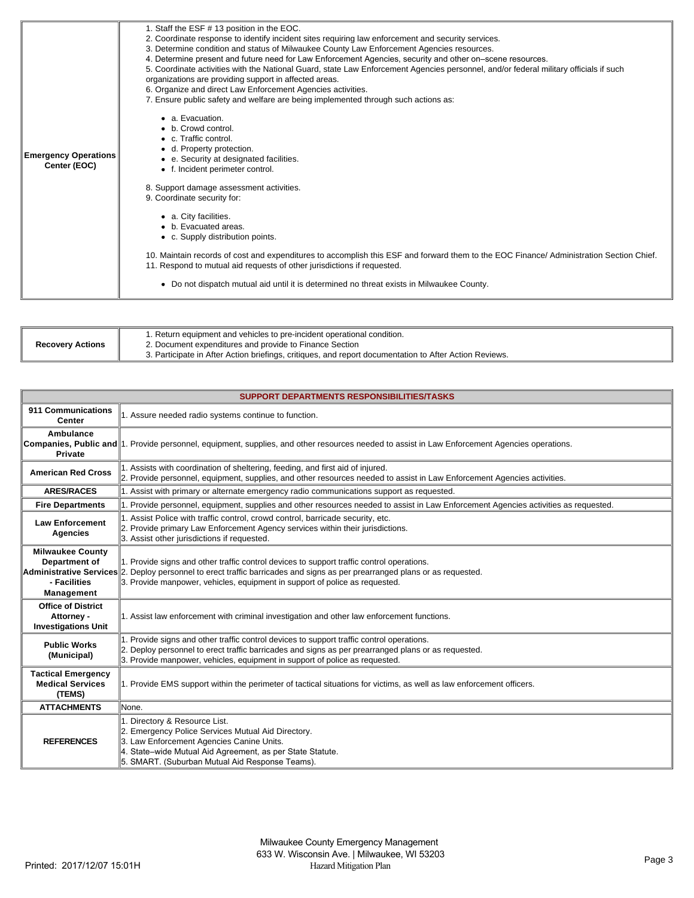| | |
|---|---|
| **Emergency Operations Center (EOC)** | 1. Staff the ESF # 13 position in the EOC.<br>2. Coordinate response to identify incident sites requiring law enforcement and security services.<br>3. Determine condition and status of Milwaukee County Law Enforcement Agencies resources.<br>4. Determine present and future need for Law Enforcement Agencies, security and other on–scene resources.<br>5. Coordinate activities with the National Guard, state Law Enforcement Agencies personnel, and/or federal military officials if such organizations are providing support in affected areas.<br>6. Organize and direct Law Enforcement Agencies activities.<br>7. Ensure public safety and welfare are being implemented through such actions as:<br>• a. Evacuation.<br>• b. Crowd control.<br>• c. Traffic control.<br>• d. Property protection.<br>• e. Security at designated facilities.<br>• f. Incident perimeter control.<br>8. Support damage assessment activities.<br>9. Coordinate security for:<br>• a. City facilities.<br>• b. Evacuated areas.<br>• c. Supply distribution points.<br>10. Maintain records of cost and expenditures to accomplish this ESF and forward them to the EOC Finance/ Administration Section Chief.<br>11. Respond to mutual aid requests of other jurisdictions if requested.<br>• Do not dispatch mutual aid until it is determined no threat exists in Milwaukee County. |

| | |
|---|---|
| **Recovery Actions** | 1. Return equipment and vehicles to pre-incident operational condition.<br>2. Document expenditures and provide to Finance Section<br>3. Participate in After Action briefings, critiques, and report documentation to After Action Reviews. |

| **SUPPORT DEPARTMENTS RESPONSIBILITIES/TASKS** | |
|---|---|
| **911 Communications Center** | 1. Assure needed radio systems continue to function. |
| **Ambulance Companies, Public and Private** | 1. Provide personnel, equipment, supplies, and other resources needed to assist in Law Enforcement Agencies operations. |
| **American Red Cross** | 1. Assists with coordination of sheltering, feeding, and first aid of injured.<br>2. Provide personnel, equipment, supplies, and other resources needed to assist in Law Enforcement Agencies activities. |
| **ARES/RACES** | 1. Assist with primary or alternate emergency radio communications support as requested. |
| **Fire Departments** | 1. Provide personnel, equipment, supplies and other resources needed to assist in Law Enforcement Agencies activities as requested. |
| **Law Enforcement Agencies** | 1. Assist Police with traffic control, crowd control, barricade security, etc.<br>2. Provide primary Law Enforcement Agency services within their jurisdictions.<br>3. Assist other jurisdictions if requested. |
| **Milwaukee County Department of Administrative Services - Facilities Management** | 1. Provide signs and other traffic control devices to support traffic control operations.<br>2. Deploy personnel to erect traffic barricades and signs as per prearranged plans or as requested.<br>3. Provide manpower, vehicles, equipment in support of police as requested. |
| **Office of District Attorney - Investigations Unit** | 1. Assist law enforcement with criminal investigation and other law enforcement functions. |
| **Public Works (Municipal)** | 1. Provide signs and other traffic control devices to support traffic control operations.<br>2. Deploy personnel to erect traffic barricades and signs as per prearranged plans or as requested.<br>3. Provide manpower, vehicles, equipment in support of police as requested. |
| **Tactical Emergency Medical Services (TEMS)** | 1. Provide EMS support within the perimeter of tactical situations for victims, as well as law enforcement officers. |
| **ATTACHMENTS** | None. |
| **REFERENCES** | 1. Directory & Resource List.<br>2. Emergency Police Services Mutual Aid Directory.<br>3. Law Enforcement Agencies Canine Units.<br>4. State–wide Mutual Aid Agreement, as per State Statute.<br>5. SMART. (Suburban Mutual Aid Response Teams). |